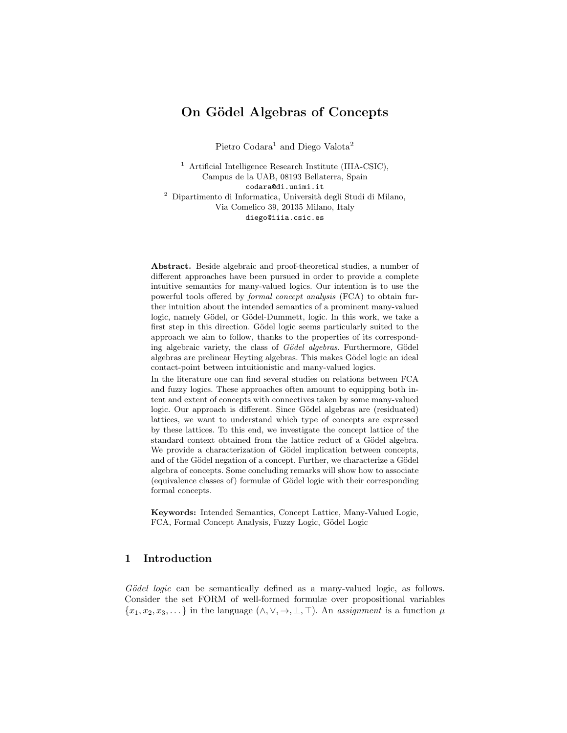# On Gödel Algebras of Concepts

Pietro Codara[1] and Diego Valota[2]

[1] Artificial Intelligence Research Institute (IIIA-CSIC),
Campus de la UAB, 08193 Bellaterra, Spain
codara@di.unimi.it

[2] Dipartimento di Informatica, Università degli Studi di Milano,
Via Comelico 39, 20135 Milano, Italy
diego@iiia.csic.es

**Abstract.** Beside algebraic and proof-theoretical studies, a number of different approaches have been pursued in order to provide a complete intuitive semantics for many-valued logics. Our intention is to use the powerful tools offered by *formal concept analysis* (FCA) to obtain further intuition about the intended semantics of a prominent many-valued logic, namely Gödel, or Gödel-Dummett, logic. In this work, we take a first step in this direction. Gödel logic seems particularly suited to the approach we aim to follow, thanks to the properties of its corresponding algebraic variety, the class of *Gödel algebras*. Furthermore, Gödel algebras are prelinear Heyting algebras. This makes Gödel logic an ideal contact-point between intuitionistic and many-valued logics.

In the literature one can find several studies on relations between FCA and fuzzy logics. These approaches often amount to equipping both intent and extent of concepts with connectives taken by some many-valued logic. Our approach is different. Since Gödel algebras are (residuated) lattices, we want to understand which type of concepts are expressed by these lattices. To this end, we investigate the concept lattice of the standard context obtained from the lattice reduct of a Gödel algebra. We provide a characterization of Gödel implication between concepts, and of the Gödel negation of a concept. Further, we characterize a Gödel algebra of concepts. Some concluding remarks will show how to associate (equivalence classes of) formulæ of Gödel logic with their corresponding formal concepts.

**Keywords:** Intended Semantics, Concept Lattice, Many-Valued Logic, FCA, Formal Concept Analysis, Fuzzy Logic, Gödel Logic

## 1 Introduction

*Gödel logic* can be semantically defined as a many-valued logic, as follows. Consider the set FORM of well-formed formulæ over propositional variables $\{x_1, x_2, x_3, \dots\}$ in the language $(\wedge, \vee, \rightarrow, \bot, \top)$. An *assignment* is a function $\mu$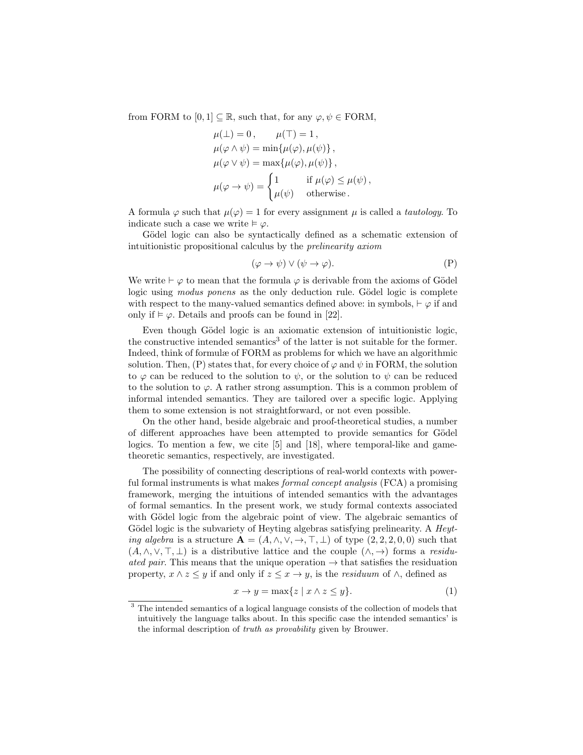from FORM to $[0,1] \subseteq \mathbb{R}$, such that, for any $\varphi, \psi \in$ FORM,

$$
\begin{aligned}
&\mu(\bot) = 0\,, \qquad \mu(\top) = 1\,,\\
&\mu(\varphi \wedge \psi) = \min\{\mu(\varphi), \mu(\psi)\}\,,\\
&\mu(\varphi \vee \psi) = \max\{\mu(\varphi), \mu(\psi)\}\,,\\
&\mu(\varphi \to \psi) = \begin{cases} 1 & \text{if } \mu(\varphi) \leq \mu(\psi)\,,\\ \mu(\psi) & \text{otherwise}\,. \end{cases}
\end{aligned}
$$

A formula $\varphi$ such that $\mu(\varphi) = 1$ for every assignment $\mu$ is called a *tautology*. To indicate such a case we write $\vDash \varphi$.

Gödel logic can also be syntactically defined as a schematic extension of intuitionistic propositional calculus by the *prelinearity axiom*

$$(\varphi \to \psi) \vee (\psi \to \varphi). \tag{P}$$

We write $\vdash \varphi$ to mean that the formula $\varphi$ is derivable from the axioms of Gödel logic using *modus ponens* as the only deduction rule. Gödel logic is complete with respect to the many-valued semantics defined above: in symbols, $\vdash \varphi$ if and only if $\vDash \varphi$. Details and proofs can be found in [22].

Even though Gödel logic is an axiomatic extension of intuitionistic logic, the constructive intended semantics[3] of the latter is not suitable for the former. Indeed, think of formulæ of FORM as problems for which we have an algorithmic solution. Then, (P) states that, for every choice of $\varphi$ and $\psi$ in FORM, the solution to $\varphi$ can be reduced to the solution to $\psi$, or the solution to $\psi$ can be reduced to the solution to $\varphi$. A rather strong assumption. This is a common problem of informal intended semantics. They are tailored over a specific logic. Applying them to some extension is not straightforward, or not even possible.

On the other hand, beside algebraic and proof-theoretical studies, a number of different approaches have been attempted to provide semantics for Gödel logics. To mention a few, we cite [5] and [18], where temporal-like and game-theoretic semantics, respectively, are investigated.

The possibility of connecting descriptions of real-world contexts with powerful formal instruments is what makes *formal concept analysis* (FCA) a promising framework, merging the intuitions of intended semantics with the advantages of formal semantics. In the present work, we study formal contexts associated with Gödel logic from the algebraic point of view. The algebraic semantics of Gödel logic is the subvariety of Heyting algebras satisfying prelinearity. A *Heyting algebra* is a structure $\mathbf{A} = (A, \wedge, \vee, \to, \top, \bot)$ of type $(2,2,2,0,0)$ such that $(A, \wedge, \vee, \top, \bot)$ is a distributive lattice and the couple $(\wedge, \to)$ forms a *residuated pair*. This means that the unique operation $\to$ that satisfies the residuation property, $x \wedge z \leq y$ if and only if $z \leq x \to y$, is the *residuum* of $\wedge$, defined as

$$x \to y = \max\{z \mid x \wedge z \leq y\}. \tag{1}$$

[3] The intended semantics of a logical language consists of the collection of models that intuitively the language talks about. In this specific case the intended semantics' is the informal description of *truth as provability* given by Brouwer.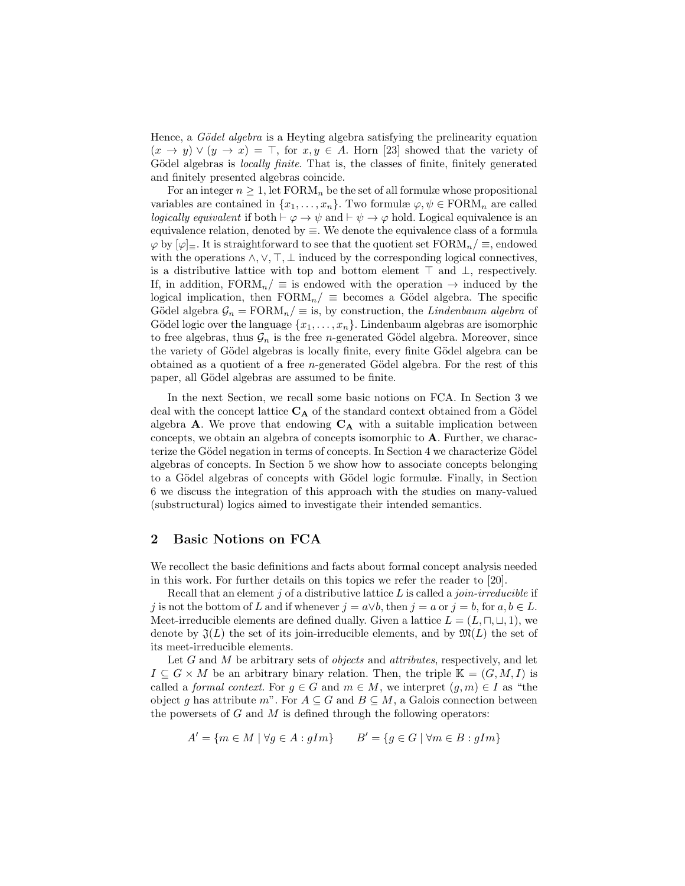Hence, a *Gödel algebra* is a Heyting algebra satisfying the prelinearity equation $(x \to y) \vee (y \to x) = \top$, for $x, y \in A$. Horn [23] showed that the variety of Gödel algebras is *locally finite*. That is, the classes of finite, finitely generated and finitely presented algebras coincide.

For an integer $n \geq 1$, let $\mathrm{FORM}_n$ be the set of all formulæ whose propositional variables are contained in $\{x_1, \dots, x_n\}$. Two formulæ $\varphi, \psi \in \mathrm{FORM}_n$ are called *logically equivalent* if both $\vdash \varphi \to \psi$ and $\vdash \psi \to \varphi$ hold. Logical equivalence is an equivalence relation, denoted by $\equiv$. We denote the equivalence class of a formula $\varphi$ by $[\varphi]_\equiv$. It is straightforward to see that the quotient set $\mathrm{FORM}_n/\equiv$, endowed with the operations $\wedge, \vee, \top, \bot$ induced by the corresponding logical connectives, is a distributive lattice with top and bottom element $\top$ and $\bot$, respectively. If, in addition, $\mathrm{FORM}_n/\equiv$ is endowed with the operation $\to$ induced by the logical implication, then $\mathrm{FORM}_n/\equiv$ becomes a Gödel algebra. The specific Gödel algebra $\mathcal{G}_n = \mathrm{FORM}_n/\equiv$ is, by construction, the *Lindenbaum algebra* of Gödel logic over the language $\{x_1, \dots, x_n\}$. Lindenbaum algebras are isomorphic to free algebras, thus $\mathcal{G}_n$ is the free $n$-generated Gödel algebra. Moreover, since the variety of Gödel algebras is locally finite, every finite Gödel algebra can be obtained as a quotient of a free $n$-generated Gödel algebra. For the rest of this paper, all Gödel algebras are assumed to be finite.

In the next Section, we recall some basic notions on FCA. In Section 3 we deal with the concept lattice $\mathbf{C_A}$ of the standard context obtained from a Gödel algebra $\mathbf{A}$. We prove that endowing $\mathbf{C_A}$ with a suitable implication between concepts, we obtain an algebra of concepts isomorphic to $\mathbf{A}$. Further, we characterize the Gödel negation in terms of concepts. In Section 4 we characterize Gödel algebras of concepts. In Section 5 we show how to associate concepts belonging to a Gödel algebras of concepts with Gödel logic formulæ. Finally, in Section 6 we discuss the integration of this approach with the studies on many-valued (substructural) logics aimed to investigate their intended semantics.

## 2 Basic Notions on FCA

We recollect the basic definitions and facts about formal concept analysis needed in this work. For further details on this topics we refer the reader to [20].

Recall that an element $j$ of a distributive lattice $L$ is called a *join-irreducible* if $j$ is not the bottom of $L$ and if whenever $j = a \vee b$, then $j = a$ or $j = b$, for $a, b \in L$. Meet-irreducible elements are defined dually. Given a lattice $L = (L, \sqcap, \sqcup, 1)$, we denote by $\mathfrak{J}(L)$ the set of its join-irreducible elements, and by $\mathfrak{M}(L)$ the set of its meet-irreducible elements.

Let $G$ and $M$ be arbitrary sets of *objects* and *attributes*, respectively, and let $I \subseteq G \times M$ be an arbitrary binary relation. Then, the triple $\mathbb{K} = (G, M, I)$ is called a *formal context*. For $g \in G$ and $m \in M$, we interpret $(g, m) \in I$ as "the object $g$ has attribute $m$". For $A \subseteq G$ and $B \subseteq M$, a Galois connection between the powersets of $G$ and $M$ is defined through the following operators:

$$A' = \{m \in M \mid \forall g \in A : gIm\} \qquad B' = \{g \in G \mid \forall m \in B : gIm\}$$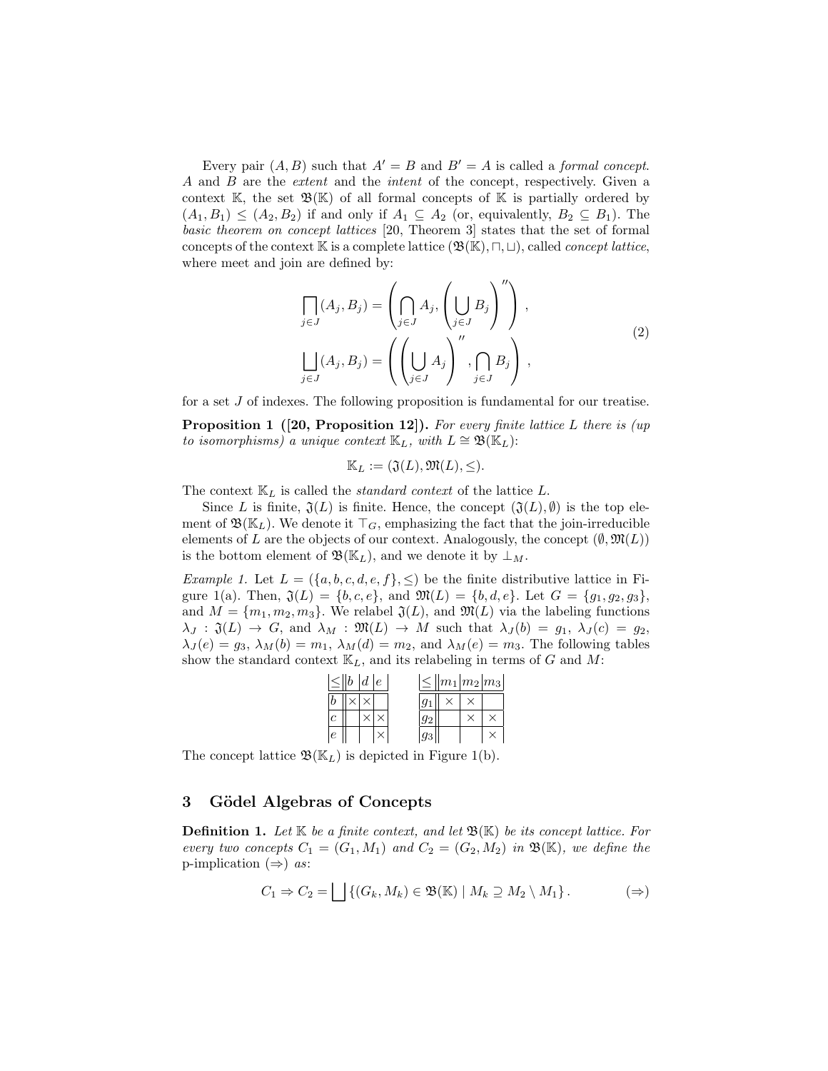Every pair $(A, B)$ such that $A' = B$ and $B' = A$ is called a *formal concept*. $A$ and $B$ are the *extent* and the *intent* of the concept, respectively. Given a context $\mathbb{K}$, the set $\mathfrak{B}(\mathbb{K})$ of all formal concepts of $\mathbb{K}$ is partially ordered by $(A_1, B_1) \leq (A_2, B_2)$ if and only if $A_1 \subseteq A_2$ (or, equivalently, $B_2 \subseteq B_1$). The *basic theorem on concept lattices* [20, Theorem 3] states that the set of formal concepts of the context $\mathbb{K}$ is a complete lattice $(\mathfrak{B}(\mathbb{K}), \sqcap, \sqcup)$, called *concept lattice*, where meet and join are defined by:

$$
\begin{aligned}
\bigsqcap_{j \in J} (A_j, B_j) &= \left( \bigcap_{j \in J} A_j, \left( \bigcup_{j \in J} B_j \right)'' \right), \\
\bigsqcup_{j \in J} (A_j, B_j) &= \left( \left( \bigcup_{j \in J} A_j \right)'', \bigcap_{j \in J} B_j \right),
\end{aligned}
\tag{2}
$$

for a set $J$ of indexes. The following proposition is fundamental for our treatise.

**Proposition 1 ([20, Proposition 12]).** *For every finite lattice $L$ there is (up to isomorphisms) a unique context $\mathbb{K}_L$, with $L \cong \mathfrak{B}(\mathbb{K}_L)$:*

$$\mathbb{K}_L := (\mathfrak{J}(L), \mathfrak{M}(L), \leq).$$

The context $\mathbb{K}_L$ is called the *standard context* of the lattice $L$.

Since $L$ is finite, $\mathfrak{J}(L)$ is finite. Hence, the concept $(\mathfrak{J}(L), \emptyset)$ is the top element of $\mathfrak{B}(\mathbb{K}_L)$. We denote it $\top_G$, emphasizing the fact that the join-irreducible elements of $L$ are the objects of our context. Analogously, the concept $(\emptyset, \mathfrak{M}(L))$ is the bottom element of $\mathfrak{B}(\mathbb{K}_L)$, and we denote it by $\bot_M$.

*Example 1.* Let $L = (\{a, b, c, d, e, f\}, \leq)$ be the finite distributive lattice in Figure 1(a). Then, $\mathfrak{J}(L) = \{b, c, e\}$, and $\mathfrak{M}(L) = \{b, d, e\}$. Let $G = \{g_1, g_2, g_3\}$, and $M = \{m_1, m_2, m_3\}$. We relabel $\mathfrak{J}(L)$, and $\mathfrak{M}(L)$ via the labeling functions $\lambda_J : \mathfrak{J}(L) \to G$, and $\lambda_M : \mathfrak{M}(L) \to M$ such that $\lambda_J(b) = g_1$, $\lambda_J(c) = g_2$, $\lambda_J(e) = g_3$, $\lambda_M(b) = m_1$, $\lambda_M(d) = m_2$, and $\lambda_M(e) = m_3$. The following tables show the standard context $\mathbb{K}_L$, and its relabeling in terms of $G$ and $M$:

| $\leq$ | $b$ | $d$ | $e$ |
|---|---|---|---|
| $b$ | × | × | |
| $c$ | | × | × |
| $e$ | | | × |

| $\leq$ | $m_1$ | $m_2$ | $m_3$ |
|---|---|---|---|
| $g_1$ | × | × | |
| $g_2$ | | × | × |
| $g_3$ | | | × |

The concept lattice $\mathfrak{B}(\mathbb{K}_L)$ is depicted in Figure 1(b).

## 3 Gödel Algebras of Concepts

**Definition 1.** *Let $\mathbb{K}$ be a finite context, and let $\mathfrak{B}(\mathbb{K})$ be its concept lattice. For every two concepts $C_1 = (G_1, M_1)$ and $C_2 = (G_2, M_2)$ in $\mathfrak{B}(\mathbb{K})$, we define the* p-implication $(\Rightarrow)$ *as:*

$$C_1 \Rightarrow C_2 = \bigsqcup \{(G_k, M_k) \in \mathfrak{B}(\mathbb{K}) \mid M_k \supseteq M_2 \setminus M_1\}. \tag{$\Rightarrow$}$$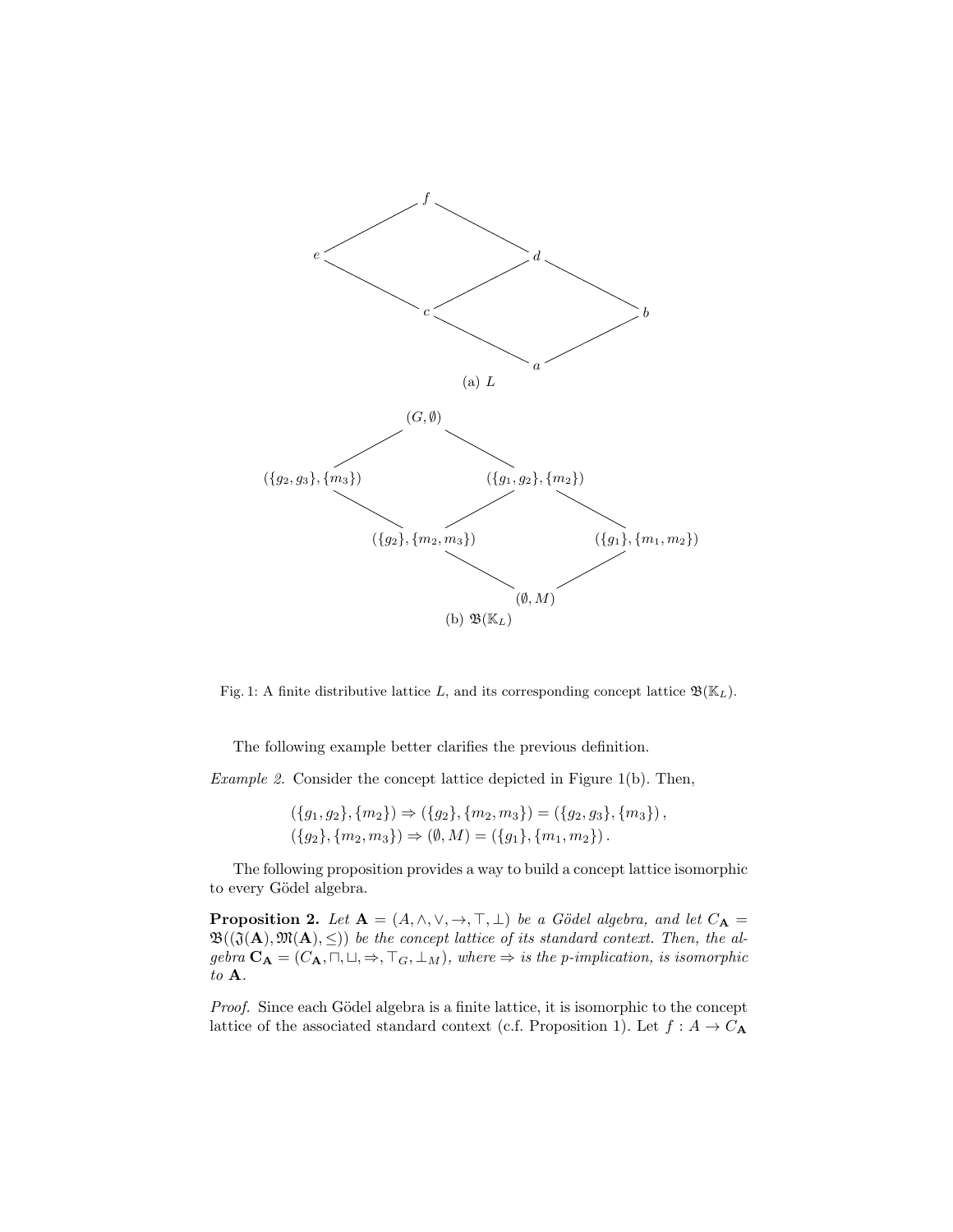(a) $L$

(b) $\mathfrak{B}(\mathbb{K}_L)$

Fig. 1: A finite distributive lattice $L$, and its corresponding concept lattice $\mathfrak{B}(\mathbb{K}_L)$.

The following example better clarifies the previous definition.

*Example 2.* Consider the concept lattice depicted in Figure 1(b). Then,

$$(\{g_1, g_2\}, \{m_2\}) \Rightarrow (\{g_2\}, \{m_2, m_3\}) = (\{g_2, g_3\}, \{m_3\}),$$
$$(\{g_2\}, \{m_2, m_3\}) \Rightarrow (\emptyset, M) = (\{g_1\}, \{m_1, m_2\}).$$

The following proposition provides a way to build a concept lattice isomorphic to every Gödel algebra.

**Proposition 2.** *Let $\mathbf{A} = (A, \wedge, \vee, \rightarrow, \top, \bot)$ be a Gödel algebra, and let $C_{\mathbf{A}} = \mathfrak{B}((\mathfrak{J}(\mathbf{A}), \mathfrak{M}(\mathbf{A}), \leq))$ be the concept lattice of its standard context. Then, the algebra $\mathbf{C}_{\mathbf{A}} = (C_{\mathbf{A}}, \sqcap, \sqcup, \Rightarrow, \top_G, \bot_M)$, where $\Rightarrow$ is the p-implication, is isomorphic to $\mathbf{A}$.*

*Proof.* Since each Gödel algebra is a finite lattice, it is isomorphic to the concept lattice of the associated standard context (c.f. Proposition 1). Let $f : A \to C_{\mathbf{A}}$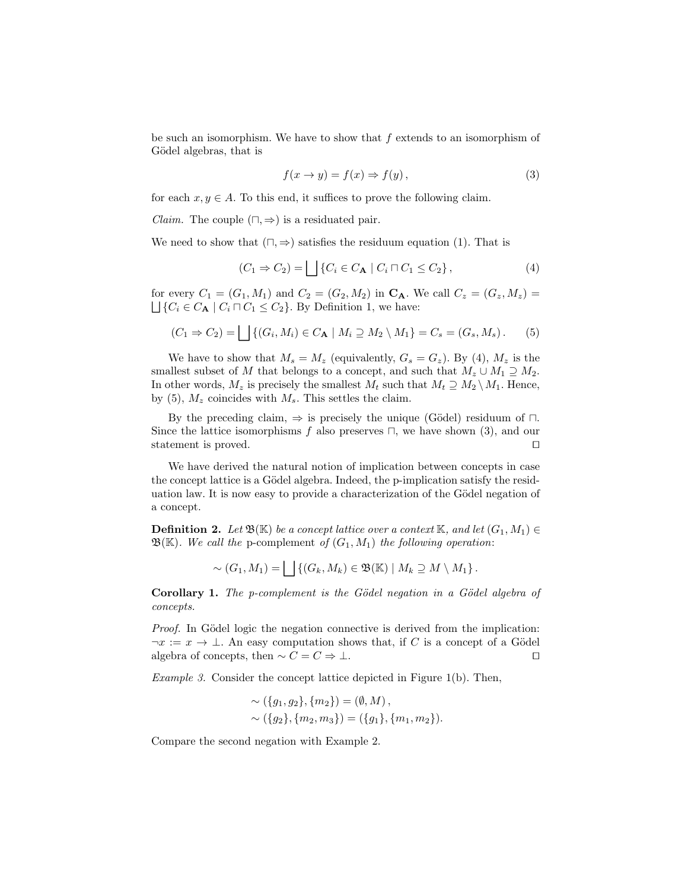be such an isomorphism. We have to show that $f$ extends to an isomorphism of Gödel algebras, that is

$$f(x \to y) = f(x) \Rightarrow f(y)\,, \tag{3}$$

for each $x, y \in A$. To this end, it suffices to prove the following claim.

*Claim.* The couple $(\sqcap, \Rightarrow)$ is a residuated pair.

We need to show that $(\sqcap, \Rightarrow)$ satisfies the residuum equation (1). That is

$$(C_1 \Rightarrow C_2) = \bigsqcup \{C_i \in C_{\mathbf{A}} \mid C_i \sqcap C_1 \leq C_2\}\,, \tag{4}$$

for every $C_1 = (G_1, M_1)$ and $C_2 = (G_2, M_2)$ in $\mathbf{C_A}$. We call $C_z = (G_z, M_z) = \bigsqcup \{C_i \in C_{\mathbf{A}} \mid C_i \sqcap C_1 \leq C_2\}$. By Definition 1, we have:

$$(C_1 \Rightarrow C_2) = \bigsqcup \{(G_i, M_i) \in C_{\mathbf{A}} \mid M_i \supseteq M_2 \setminus M_1\} = C_s = (G_s, M_s)\,. \tag{5}$$

We have to show that $M_s = M_z$ (equivalently, $G_s = G_z$). By (4), $M_z$ is the smallest subset of $M$ that belongs to a concept, and such that $M_z \cup M_1 \supseteq M_2$. In other words, $M_z$ is precisely the smallest $M_t$ such that $M_t \supseteq M_2 \setminus M_1$. Hence, by (5), $M_z$ coincides with $M_s$. This settles the claim.

By the preceding claim, $\Rightarrow$ is precisely the unique (Gödel) residuum of $\sqcap$. Since the lattice isomorphisms $f$ also preserves $\sqcap$, we have shown (3), and our statement is proved. □

We have derived the natural notion of implication between concepts in case the concept lattice is a Gödel algebra. Indeed, the p-implication satisfy the residuation law. It is now easy to provide a characterization of the Gödel negation of a concept.

**Definition 2.** *Let $\mathfrak{B}(\mathbb{K})$ be a concept lattice over a context $\mathbb{K}$, and let $(G_1, M_1) \in \mathfrak{B}(\mathbb{K})$. We call the* p-complement *of $(G_1, M_1)$ the following operation*:

$$\sim (G_1, M_1) = \bigsqcup \{(G_k, M_k) \in \mathfrak{B}(\mathbb{K}) \mid M_k \supseteq M \setminus M_1\}\,.$$

**Corollary 1.** *The p-complement is the Gödel negation in a Gödel algebra of concepts.*

*Proof.* In Gödel logic the negation connective is derived from the implication: $\neg x := x \to \bot$. An easy computation shows that, if $C$ is a concept of a Gödel algebra of concepts, then $\sim C = C \Rightarrow \bot$. □

*Example 3.* Consider the concept lattice depicted in Figure 1(b). Then,

$$\sim (\{g_1, g_2\}, \{m_2\}) = (\emptyset, M)\,,$$
$$\sim (\{g_2\}, \{m_2, m_3\}) = (\{g_1\}, \{m_1, m_2\}).$$

Compare the second negation with Example 2.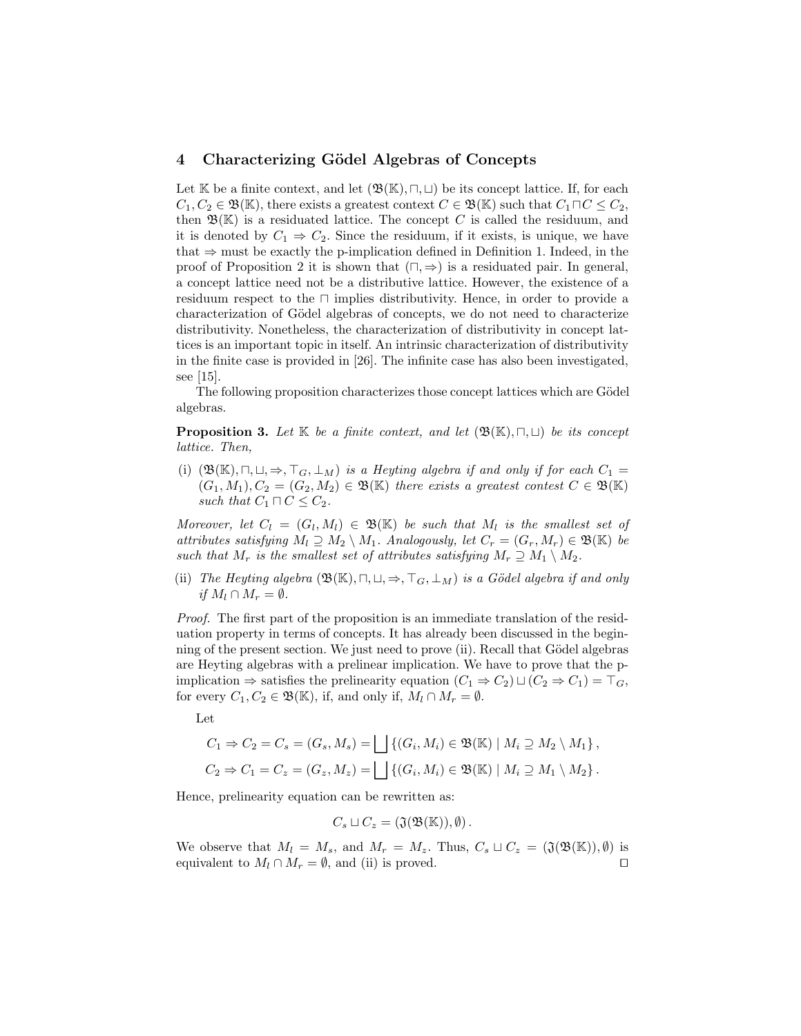## 4 Characterizing Gödel Algebras of Concepts

Let $\mathbb{K}$ be a finite context, and let $(\mathfrak{B}(\mathbb{K}), \sqcap, \sqcup)$ be its concept lattice. If, for each $C_1, C_2 \in \mathfrak{B}(\mathbb{K})$, there exists a greatest context $C \in \mathfrak{B}(\mathbb{K})$ such that $C_1 \sqcap C \leq C_2$, then $\mathfrak{B}(\mathbb{K})$ is a residuated lattice. The concept $C$ is called the residuum, and it is denoted by $C_1 \Rightarrow C_2$. Since the residuum, if it exists, is unique, we have that $\Rightarrow$ must be exactly the p-implication defined in Definition 1. Indeed, in the proof of Proposition 2 it is shown that $(\sqcap, \Rightarrow)$ is a residuated pair. In general, a concept lattice need not be a distributive lattice. However, the existence of a residuum respect to the $\sqcap$ implies distributivity. Hence, in order to provide a characterization of Gödel algebras of concepts, we do not need to characterize distributivity. Nonetheless, the characterization of distributivity in concept lattices is an important topic in itself. An intrinsic characterization of distributivity in the finite case is provided in [26]. The infinite case has also been investigated, see [15].

The following proposition characterizes those concept lattices which are Gödel algebras.

**Proposition 3.** *Let $\mathbb{K}$ be a finite context, and let $(\mathfrak{B}(\mathbb{K}), \sqcap, \sqcup)$ be its concept lattice. Then,*

(i) *$(\mathfrak{B}(\mathbb{K}), \sqcap, \sqcup, \Rightarrow, \top_G, \bot_M)$ is a Heyting algebra if and only if for each $C_1 = (G_1, M_1), C_2 = (G_2, M_2) \in \mathfrak{B}(\mathbb{K})$ there exists a greatest contest $C \in \mathfrak{B}(\mathbb{K})$ such that $C_1 \sqcap C \leq C_2$.*

*Moreover, let $C_l = (G_l, M_l) \in \mathfrak{B}(\mathbb{K})$ be such that $M_l$ is the smallest set of attributes satisfying $M_l \supseteq M_2 \setminus M_1$. Analogously, let $C_r = (G_r, M_r) \in \mathfrak{B}(\mathbb{K})$ be such that $M_r$ is the smallest set of attributes satisfying $M_r \supseteq M_1 \setminus M_2$.*

(ii) *The Heyting algebra $(\mathfrak{B}(\mathbb{K}), \sqcap, \sqcup, \Rightarrow, \top_G, \bot_M)$ is a Gödel algebra if and only if $M_l \cap M_r = \emptyset$.*

*Proof.* The first part of the proposition is an immediate translation of the residuation property in terms of concepts. It has already been discussed in the beginning of the present section. We just need to prove (ii). Recall that Gödel algebras are Heyting algebras with a prelinear implication. We have to prove that the p-implication $\Rightarrow$ satisfies the prelinearity equation $(C_1 \Rightarrow C_2) \sqcup (C_2 \Rightarrow C_1) = \top_G$, for every $C_1, C_2 \in \mathfrak{B}(\mathbb{K})$, if, and only if, $M_l \cap M_r = \emptyset$.

Let

$$C_1 \Rightarrow C_2 = C_s = (G_s, M_s) = \bigsqcup \{(G_i, M_i) \in \mathfrak{B}(\mathbb{K}) \mid M_i \supseteq M_2 \setminus M_1\},$$

$$C_2 \Rightarrow C_1 = C_z = (G_z, M_z) = \bigsqcup \{(G_i, M_i) \in \mathfrak{B}(\mathbb{K}) \mid M_i \supseteq M_1 \setminus M_2\}.$$

Hence, prelinearity equation can be rewritten as:

$$C_s \sqcup C_z = (\mathfrak{I}(\mathfrak{B}(\mathbb{K})), \emptyset).$$

We observe that $M_l = M_s$, and $M_r = M_z$. Thus, $C_s \sqcup C_z = (\mathfrak{I}(\mathfrak{B}(\mathbb{K})), \emptyset)$ is equivalent to $M_l \cap M_r = \emptyset$, and (ii) is proved. $\square$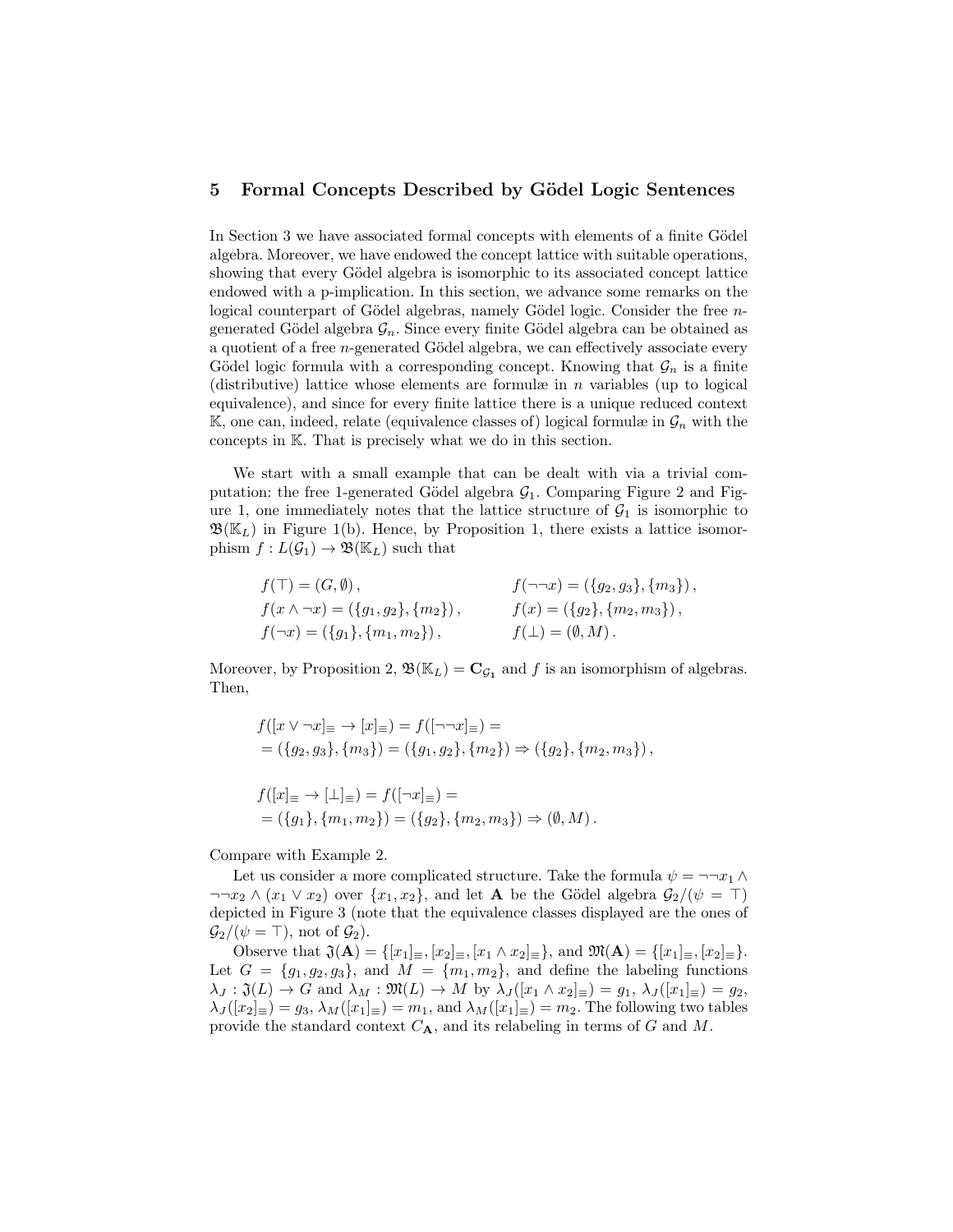## 5 Formal Concepts Described by Gödel Logic Sentences

In Section 3 we have associated formal concepts with elements of a finite Gödel algebra. Moreover, we have endowed the concept lattice with suitable operations, showing that every Gödel algebra is isomorphic to its associated concept lattice endowed with a p-implication. In this section, we advance some remarks on the logical counterpart of Gödel algebras, namely Gödel logic. Consider the free $n$-generated Gödel algebra $\mathcal{G}_n$. Since every finite Gödel algebra can be obtained as a quotient of a free $n$-generated Gödel algebra, we can effectively associate every Gödel logic formula with a corresponding concept. Knowing that $\mathcal{G}_n$ is a finite (distributive) lattice whose elements are formulæ in $n$ variables (up to logical equivalence), and since for every finite lattice there is a unique reduced context $\mathbb{K}$, one can, indeed, relate (equivalence classes of) logical formulæ in $\mathcal{G}_n$ with the concepts in $\mathbb{K}$. That is precisely what we do in this section.

We start with a small example that can be dealt with via a trivial computation: the free 1-generated Gödel algebra $\mathcal{G}_1$. Comparing Figure 2 and Figure 1, one immediately notes that the lattice structure of $\mathcal{G}_1$ is isomorphic to $\mathfrak{B}(\mathbb{K}_L)$ in Figure 1(b). Hence, by Proposition 1, there exists a lattice isomorphism $f : L(\mathcal{G}_1) \to \mathfrak{B}(\mathbb{K}_L)$ such that

$$
\begin{aligned}
&f(\top) = (G, \emptyset)\,, && f(\neg\neg x) = (\{g_2, g_3\}, \{m_3\})\,,\\
&f(x \wedge \neg x) = (\{g_1, g_2\}, \{m_2\})\,, && f(x) = (\{g_2\}, \{m_2, m_3\})\,,\\
&f(\neg x) = (\{g_1\}, \{m_1, m_2\})\,, && f(\bot) = (\emptyset, M)\,.
\end{aligned}
$$

Moreover, by Proposition 2, $\mathfrak{B}(\mathbb{K}_L) = \mathbf{C}_{\mathcal{G}_1}$ and $f$ is an isomorphism of algebras. Then,

$$
\begin{aligned}
&f([x \vee \neg x]_\equiv \to [x]_\equiv) = f([\neg\neg x]_\equiv) =\\
&= (\{g_2, g_3\}, \{m_3\}) = (\{g_1, g_2\}, \{m_2\}) \Rightarrow (\{g_2\}, \{m_2, m_3\})\,,
\end{aligned}
$$

$$
\begin{aligned}
&f([x]_\equiv \to [\bot]_\equiv) = f([\neg x]_\equiv) =\\
&= (\{g_1\}, \{m_1, m_2\}) = (\{g_2\}, \{m_2, m_3\}) \Rightarrow (\emptyset, M)\,.
\end{aligned}
$$

Compare with Example 2.

Let us consider a more complicated structure. Take the formula $\psi = \neg\neg x_1 \wedge \neg\neg x_2 \wedge (x_1 \vee x_2)$ over $\{x_1, x_2\}$, and let $\mathbf{A}$ be the Gödel algebra $\mathcal{G}_2/(\psi = \top)$ depicted in Figure 3 (note that the equivalence classes displayed are the ones of $\mathcal{G}_2/(\psi = \top)$, not of $\mathcal{G}_2$).

Observe that $\mathfrak{J}(\mathbf{A}) = \{[x_1]_\equiv, [x_2]_\equiv, [x_1 \wedge x_2]_\equiv\}$, and $\mathfrak{M}(\mathbf{A}) = \{[x_1]_\equiv, [x_2]_\equiv\}$. Let $G = \{g_1, g_2, g_3\}$, and $M = \{m_1, m_2\}$, and define the labeling functions $\lambda_J : \mathfrak{J}(L) \to G$ and $\lambda_M : \mathfrak{M}(L) \to M$ by $\lambda_J([x_1 \wedge x_2]_\equiv) = g_1$, $\lambda_J([x_1]_\equiv) = g_2$, $\lambda_J([x_2]_\equiv) = g_3$, $\lambda_M([x_1]_\equiv) = m_1$, and $\lambda_M([x_1]_\equiv) = m_2$. The following two tables provide the standard context $C_{\mathbf{A}}$, and its relabeling in terms of $G$ and $M$.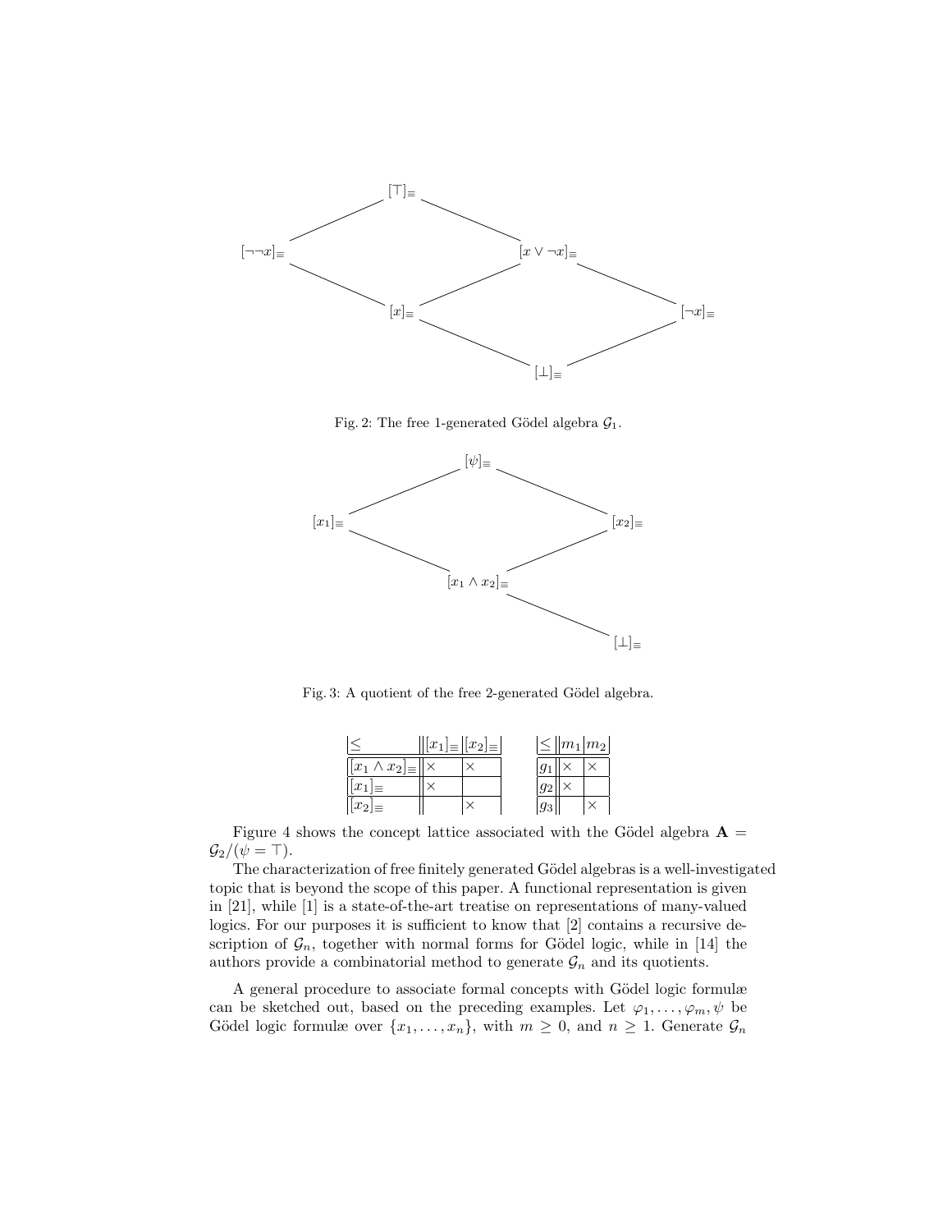Fig. 2: The free 1-generated Gödel algebra $\mathcal{G}_1$.

Fig. 3: A quotient of the free 2-generated Gödel algebra.

| $\leq$ | $[x_1]_\equiv$ | $[x_2]_\equiv$ |
|---|---|---|
| $[x_1 \wedge x_2]_\equiv$ | × | × |
| $[x_1]_\equiv$ | × | |
| $[x_2]_\equiv$ | | × |

| $\leq$ | $m_1$ | $m_2$ |
|---|---|---|
| $g_1$ | × | × |
| $g_2$ | × | |
| $g_3$ | | × |

Figure 4 shows the concept lattice associated with the Gödel algebra $\mathbf{A} = \mathcal{G}_2/(\psi = \top)$.

The characterization of free finitely generated Gödel algebras is a well-investigated topic that is beyond the scope of this paper. A functional representation is given in [21], while [1] is a state-of-the-art treatise on representations of many-valued logics. For our purposes it is sufficient to know that [2] contains a recursive description of $\mathcal{G}_n$, together with normal forms for Gödel logic, while in [14] the authors provide a combinatorial method to generate $\mathcal{G}_n$ and its quotients.

A general procedure to associate formal concepts with Gödel logic formulæ can be sketched out, based on the preceding examples. Let $\varphi_1, \ldots, \varphi_m, \psi$ be Gödel logic formulæ over $\{x_1, \ldots, x_n\}$, with $m \geq 0$, and $n \geq 1$. Generate $\mathcal{G}_n$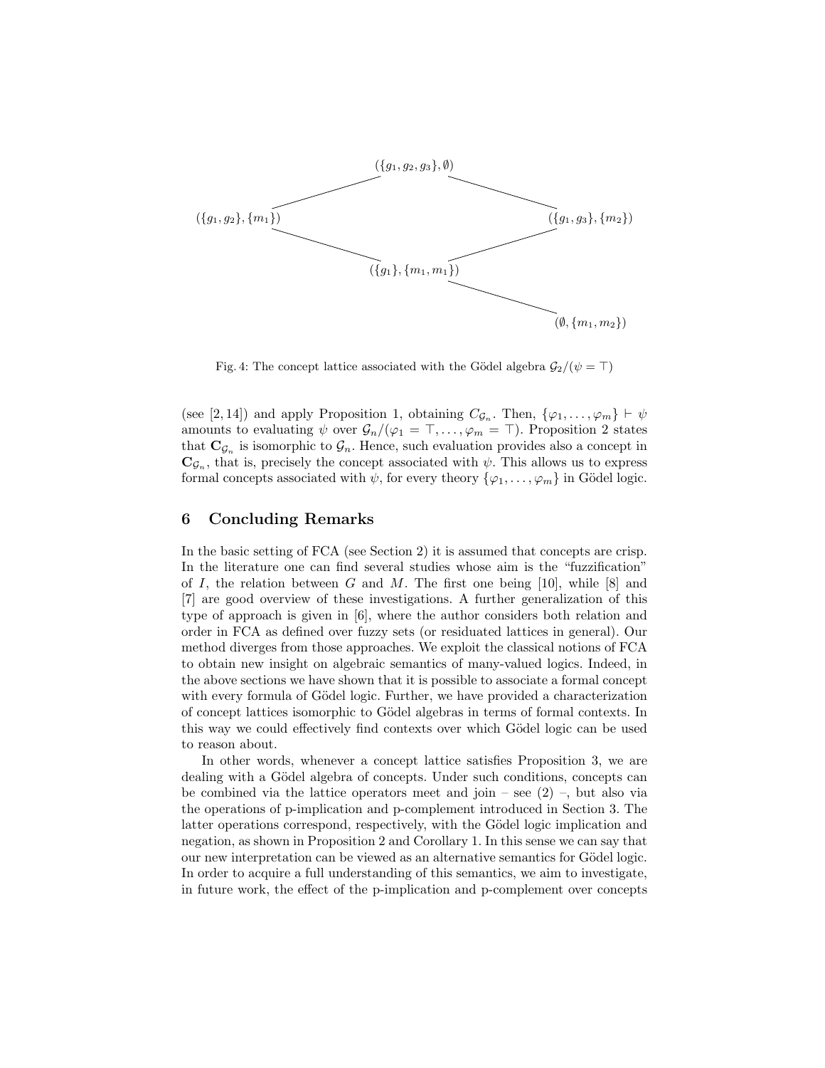$(\{g_1, g_2, g_3\}, \emptyset)$

$(\{g_1, g_2\}, \{m_1\})$ $(\{g_1, g_3\}, \{m_2\})$

$(\{g_1\}, \{m_1, m_1\})$

$(\emptyset, \{m_1, m_2\})$

Fig. 4: The concept lattice associated with the Gödel algebra $\mathcal{G}_2/(\psi = \top)$

(see [2, 14]) and apply Proposition 1, obtaining $C_{\mathcal{G}_n}$. Then, $\{\varphi_1, \ldots, \varphi_m\} \vdash \psi$ amounts to evaluating $\psi$ over $\mathcal{G}_n/(\varphi_1 = \top, \ldots, \varphi_m = \top)$. Proposition 2 states that $\mathbf{C}_{\mathcal{G}_n}$ is isomorphic to $\mathcal{G}_n$. Hence, such evaluation provides also a concept in $\mathbf{C}_{\mathcal{G}_n}$, that is, precisely the concept associated with $\psi$. This allows us to express formal concepts associated with $\psi$, for every theory $\{\varphi_1, \ldots, \varphi_m\}$ in Gödel logic.

## 6 Concluding Remarks

In the basic setting of FCA (see Section 2) it is assumed that concepts are crisp. In the literature one can find several studies whose aim is the "fuzzification" of $I$, the relation between $G$ and $M$. The first one being [10], while [8] and [7] are good overview of these investigations. A further generalization of this type of approach is given in [6], where the author considers both relation and order in FCA as defined over fuzzy sets (or residuated lattices in general). Our method diverges from those approaches. We exploit the classical notions of FCA to obtain new insight on algebraic semantics of many-valued logics. Indeed, in the above sections we have shown that it is possible to associate a formal concept with every formula of Gödel logic. Further, we have provided a characterization of concept lattices isomorphic to Gödel algebras in terms of formal contexts. In this way we could effectively find contexts over which Gödel logic can be used to reason about.

In other words, whenever a concept lattice satisfies Proposition 3, we are dealing with a Gödel algebra of concepts. Under such conditions, concepts can be combined via the lattice operators meet and join – see (2) –, but also via the operations of p-implication and p-complement introduced in Section 3. The latter operations correspond, respectively, with the Gödel logic implication and negation, as shown in Proposition 2 and Corollary 1. In this sense we can say that our new interpretation can be viewed as an alternative semantics for Gödel logic. In order to acquire a full understanding of this semantics, we aim to investigate, in future work, the effect of the p-implication and p-complement over concepts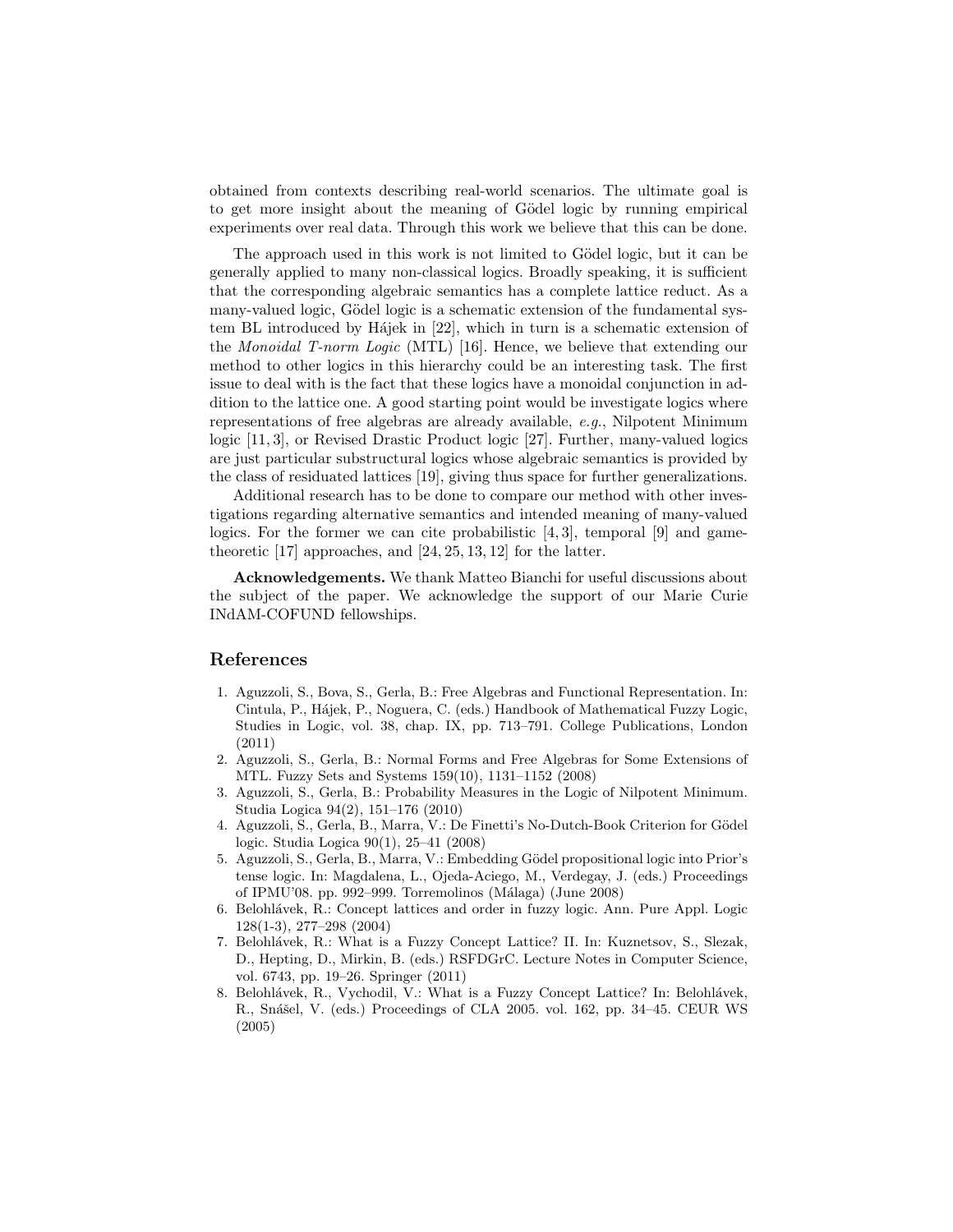obtained from contexts describing real-world scenarios. The ultimate goal is to get more insight about the meaning of Gödel logic by running empirical experiments over real data. Through this work we believe that this can be done.

The approach used in this work is not limited to Gödel logic, but it can be generally applied to many non-classical logics. Broadly speaking, it is sufficient that the corresponding algebraic semantics has a complete lattice reduct. As a many-valued logic, Gödel logic is a schematic extension of the fundamental system BL introduced by Hájek in [22], which in turn is a schematic extension of the *Monoidal T-norm Logic* (MTL) [16]. Hence, we believe that extending our method to other logics in this hierarchy could be an interesting task. The first issue to deal with is the fact that these logics have a monoidal conjunction in addition to the lattice one. A good starting point would be investigate logics where representations of free algebras are already available, *e.g.*, Nilpotent Minimum logic [11, 3], or Revised Drastic Product logic [27]. Further, many-valued logics are just particular substructural logics whose algebraic semantics is provided by the class of residuated lattices [19], giving thus space for further generalizations.

Additional research has to be done to compare our method with other investigations regarding alternative semantics and intended meaning of many-valued logics. For the former we can cite probabilistic [4, 3], temporal [9] and game-theoretic [17] approaches, and [24, 25, 13, 12] for the latter.

**Acknowledgements.** We thank Matteo Bianchi for useful discussions about the subject of the paper. We acknowledge the support of our Marie Curie INdAM-COFUND fellowships.

## References

1. Aguzzoli, S., Bova, S., Gerla, B.: Free Algebras and Functional Representation. In: Cintula, P., Hájek, P., Noguera, C. (eds.) Handbook of Mathematical Fuzzy Logic, Studies in Logic, vol. 38, chap. IX, pp. 713–791. College Publications, London (2011)
2. Aguzzoli, S., Gerla, B.: Normal Forms and Free Algebras for Some Extensions of MTL. Fuzzy Sets and Systems 159(10), 1131–1152 (2008)
3. Aguzzoli, S., Gerla, B.: Probability Measures in the Logic of Nilpotent Minimum. Studia Logica 94(2), 151–176 (2010)
4. Aguzzoli, S., Gerla, B., Marra, V.: De Finetti's No-Dutch-Book Criterion for Gödel logic. Studia Logica 90(1), 25–41 (2008)
5. Aguzzoli, S., Gerla, B., Marra, V.: Embedding Gödel propositional logic into Prior's tense logic. In: Magdalena, L., Ojeda-Aciego, M., Verdegay, J. (eds.) Proceedings of IPMU'08. pp. 992–999. Torremolinos (Málaga) (June 2008)
6. Belohlávek, R.: Concept lattices and order in fuzzy logic. Ann. Pure Appl. Logic 128(1-3), 277–298 (2004)
7. Belohlávek, R.: What is a Fuzzy Concept Lattice? II. In: Kuznetsov, S., Slezak, D., Hepting, D., Mirkin, B. (eds.) RSFDGrC. Lecture Notes in Computer Science, vol. 6743, pp. 19–26. Springer (2011)
8. Belohlávek, R., Vychodil, V.: What is a Fuzzy Concept Lattice? In: Belohlávek, R., Snášel, V. (eds.) Proceedings of CLA 2005. vol. 162, pp. 34–45. CEUR WS (2005)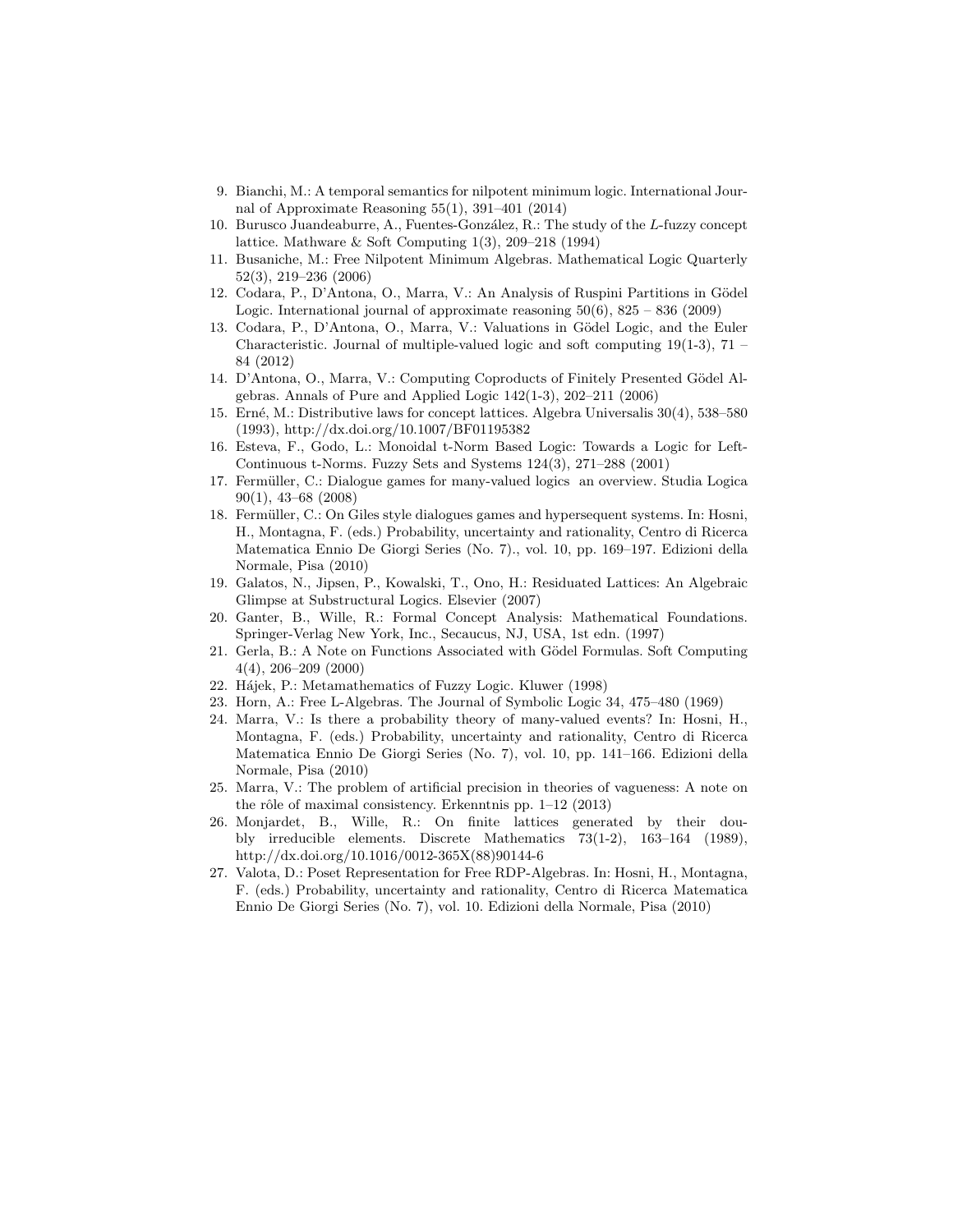9. Bianchi, M.: A temporal semantics for nilpotent minimum logic. International Journal of Approximate Reasoning 55(1), 391–401 (2014)
10. Burusco Juandeaburre, A., Fuentes-González, R.: The study of the *L*-fuzzy concept lattice. Mathware & Soft Computing 1(3), 209–218 (1994)
11. Busaniche, M.: Free Nilpotent Minimum Algebras. Mathematical Logic Quarterly 52(3), 219–236 (2006)
12. Codara, P., D'Antona, O., Marra, V.: An Analysis of Ruspini Partitions in Gödel Logic. International journal of approximate reasoning 50(6), 825 – 836 (2009)
13. Codara, P., D'Antona, O., Marra, V.: Valuations in Gödel Logic, and the Euler Characteristic. Journal of multiple-valued logic and soft computing 19(1-3), 71 – 84 (2012)
14. D'Antona, O., Marra, V.: Computing Coproducts of Finitely Presented Gödel Algebras. Annals of Pure and Applied Logic 142(1-3), 202–211 (2006)
15. Erné, M.: Distributive laws for concept lattices. Algebra Universalis 30(4), 538–580 (1993), http://dx.doi.org/10.1007/BF01195382
16. Esteva, F., Godo, L.: Monoidal t-Norm Based Logic: Towards a Logic for Left-Continuous t-Norms. Fuzzy Sets and Systems 124(3), 271–288 (2001)
17. Fermüller, C.: Dialogue games for many-valued logics an overview. Studia Logica 90(1), 43–68 (2008)
18. Fermüller, C.: On Giles style dialogues games and hypersequent systems. In: Hosni, H., Montagna, F. (eds.) Probability, uncertainty and rationality, Centro di Ricerca Matematica Ennio De Giorgi Series (No. 7)., vol. 10, pp. 169–197. Edizioni della Normale, Pisa (2010)
19. Galatos, N., Jipsen, P., Kowalski, T., Ono, H.: Residuated Lattices: An Algebraic Glimpse at Substructural Logics. Elsevier (2007)
20. Ganter, B., Wille, R.: Formal Concept Analysis: Mathematical Foundations. Springer-Verlag New York, Inc., Secaucus, NJ, USA, 1st edn. (1997)
21. Gerla, B.: A Note on Functions Associated with Gödel Formulas. Soft Computing 4(4), 206–209 (2000)
22. Hájek, P.: Metamathematics of Fuzzy Logic. Kluwer (1998)
23. Horn, A.: Free L-Algebras. The Journal of Symbolic Logic 34, 475–480 (1969)
24. Marra, V.: Is there a probability theory of many-valued events? In: Hosni, H., Montagna, F. (eds.) Probability, uncertainty and rationality, Centro di Ricerca Matematica Ennio De Giorgi Series (No. 7), vol. 10, pp. 141–166. Edizioni della Normale, Pisa (2010)
25. Marra, V.: The problem of artificial precision in theories of vagueness: A note on the rôle of maximal consistency. Erkenntnis pp. 1–12 (2013)
26. Monjardet, B., Wille, R.: On finite lattices generated by their doubly irreducible elements. Discrete Mathematics 73(1-2), 163–164 (1989), http://dx.doi.org/10.1016/0012-365X(88)90144-6
27. Valota, D.: Poset Representation for Free RDP-Algebras. In: Hosni, H., Montagna, F. (eds.) Probability, uncertainty and rationality, Centro di Ricerca Matematica Ennio De Giorgi Series (No. 7), vol. 10. Edizioni della Normale, Pisa (2010)